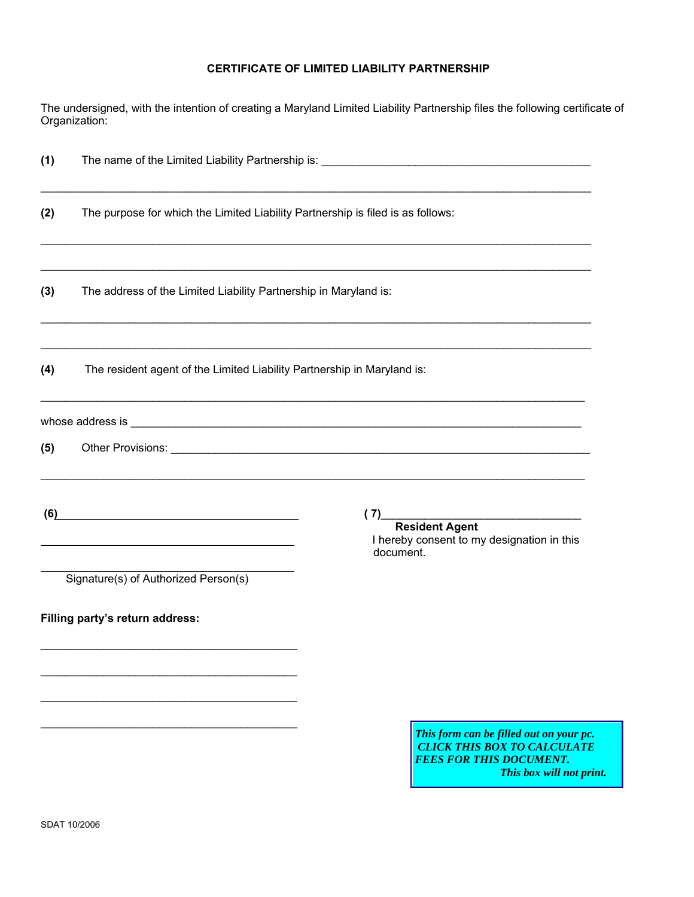# CERTIFICATE OF LIMITED LIABILITY PARTNERSHIP

The undersigned, with the intention of creating a Maryland Limited Liability Partnership files the following certificate of Organization:

**(1)** The name of the Limited Liability Partnership is: ___________________________________________

_____________________________________________________________________________________

**(2)** The purpose for which the Limited Liability Partnership is filed is as follows:

_____________________________________________________________________________________

_____________________________________________________________________________________

**(3)** The address of the Limited Liability Partnership in Maryland is:

_____________________________________________________________________________________

_____________________________________________________________________________________

**(4)** The resident agent of the Limited Liability Partnership in Maryland is:

_____________________________________________________________________________________

whose address is __________________________________________________________________________

**(5)** Other Provisions: ______________________________________________________________________

_____________________________________________________________________________________

**(6)** ________________________________________

________________________________________

________________________________________

Signature(s) of Authorized Person(s)

**(7)** ________________________________

**Resident Agent**

I hereby consent to my designation in this document.

**Filling party's return address:**

________________________________________

________________________________________

________________________________________

________________________________________

***This form can be filled out on your pc. CLICK THIS BOX TO CALCULATE FEES FOR THIS DOCUMENT. This box will not print.***

SDAT 10/2006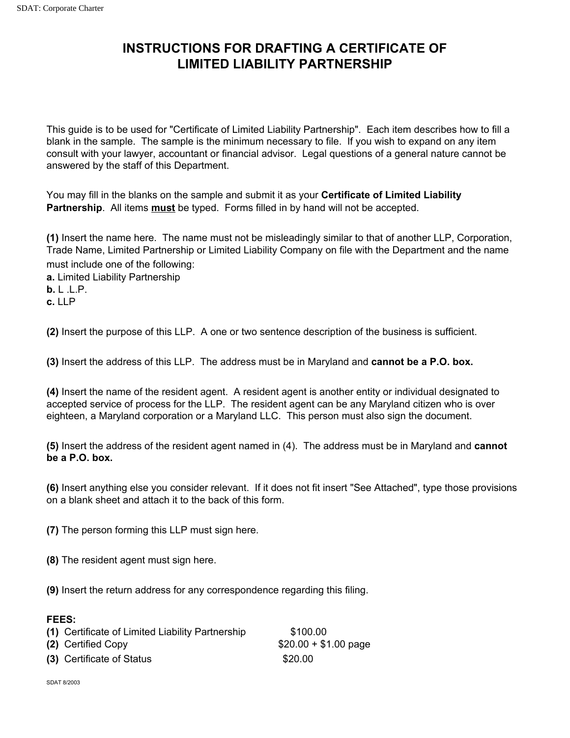# INSTRUCTIONS FOR DRAFTING A CERTIFICATE OF LIMITED LIABILITY PARTNERSHIP

This guide is to be used for "Certificate of Limited Liability Partnership". Each item describes how to fill a blank in the sample. The sample is the minimum necessary to file. If you wish to expand on any item consult with your lawyer, accountant or financial advisor. Legal questions of a general nature cannot be answered by the staff of this Department.

You may fill in the blanks on the sample and submit it as your **Certificate of Limited Liability Partnership**. All items **must** be typed. Forms filled in by hand will not be accepted.

**(1)** Insert the name here. The name must not be misleadingly similar to that of another LLP, Corporation, Trade Name, Limited Partnership or Limited Liability Company on file with the Department and the name must include one of the following:
**a.** Limited Liability Partnership
**b.** L .L.P.
**c.** LLP

**(2)** Insert the purpose of this LLP. A one or two sentence description of the business is sufficient.

**(3)** Insert the address of this LLP. The address must be in Maryland and **cannot be a P.O. box.**

**(4)** Insert the name of the resident agent. A resident agent is another entity or individual designated to accepted service of process for the LLP. The resident agent can be any Maryland citizen who is over eighteen, a Maryland corporation or a Maryland LLC. This person must also sign the document.

**(5)** Insert the address of the resident agent named in (4). The address must be in Maryland and **cannot be a P.O. box.**

**(6)** Insert anything else you consider relevant. If it does not fit insert "See Attached", type those provisions on a blank sheet and attach it to the back of this form.

**(7)** The person forming this LLP must sign here.

**(8)** The resident agent must sign here.

**(9)** Insert the return address for any correspondence regarding this filing.

**FEES:**

| | |
|---|---|
| **(1)** Certificate of Limited Liability Partnership | $100.00 |
| **(2)** Certified Copy | $20.00 + $1.00 page |
| **(3)** Certificate of Status | $20.00 |

SDAT 8/2003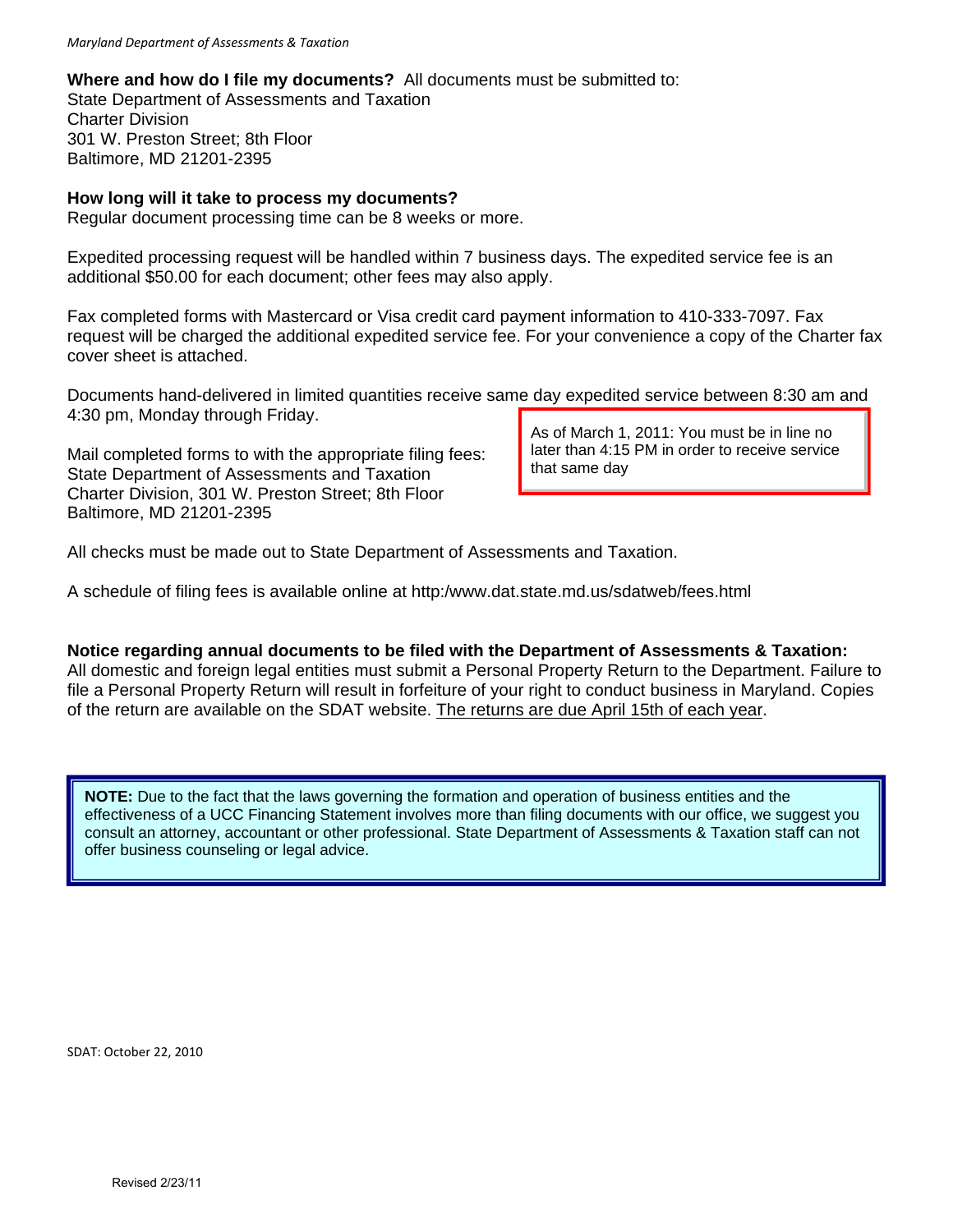**Where and how do I file my documents?** All documents must be submitted to:
State Department of Assessments and Taxation
Charter Division
301 W. Preston Street; 8th Floor
Baltimore, MD 21201-2395

**How long will it take to process my documents?**
Regular document processing time can be 8 weeks or more.

Expedited processing request will be handled within 7 business days. The expedited service fee is an additional $50.00 for each document; other fees may also apply.

Fax completed forms with Mastercard or Visa credit card payment information to 410-333-7097. Fax request will be charged the additional expedited service fee. For your convenience a copy of the Charter fax cover sheet is attached.

Documents hand-delivered in limited quantities receive same day expedited service between 8:30 am and 4:30 pm, Monday through Friday.

As of March 1, 2011: You must be in line no later than 4:15 PM in order to receive service that same day

Mail completed forms to with the appropriate filing fees:
State Department of Assessments and Taxation
Charter Division, 301 W. Preston Street; 8th Floor
Baltimore, MD 21201-2395

All checks must be made out to State Department of Assessments and Taxation.

A schedule of filing fees is available online at http:/www.dat.state.md.us/sdatweb/fees.html

**Notice regarding annual documents to be filed with the Department of Assessments & Taxation:**
All domestic and foreign legal entities must submit a Personal Property Return to the Department. Failure to file a Personal Property Return will result in forfeiture of your right to conduct business in Maryland. Copies of the return are available on the SDAT website. The returns are due April 15th of each year.

**NOTE:** Due to the fact that the laws governing the formation and operation of business entities and the effectiveness of a UCC Financing Statement involves more than filing documents with our office, we suggest you consult an attorney, accountant or other professional. State Department of Assessments & Taxation staff can not offer business counseling or legal advice.

SDAT: October 22, 2010

Revised 2/23/11